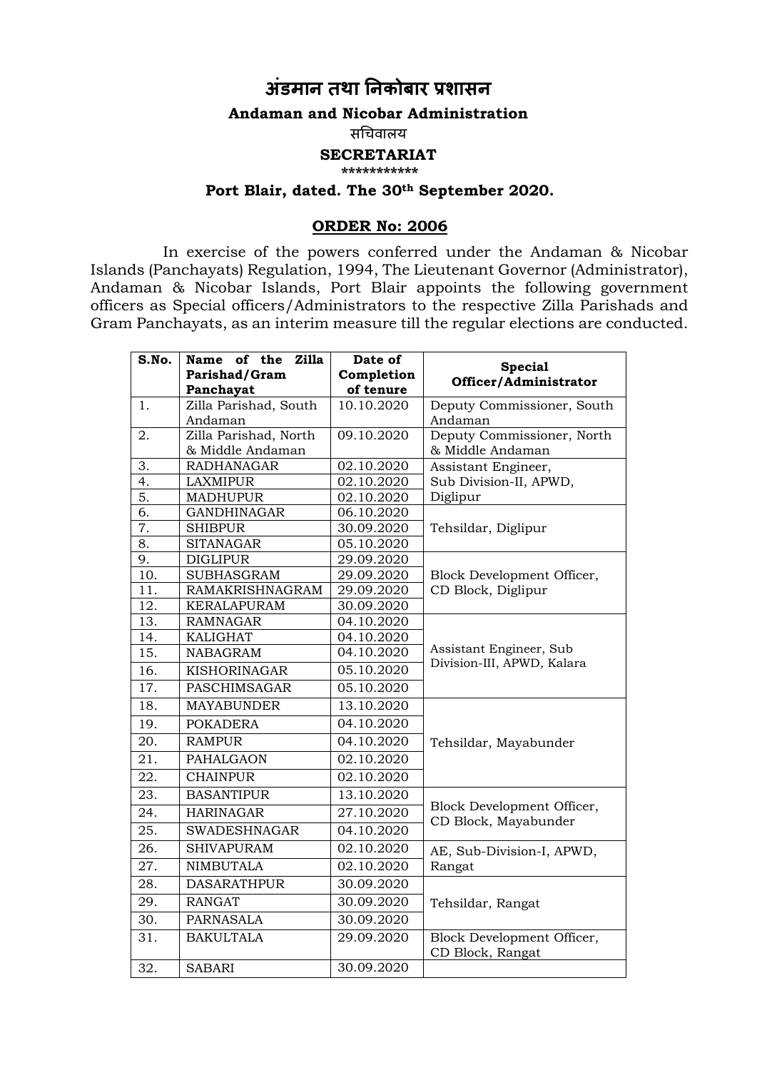# अंडमान तथा निकोबार प्रशासन

**Andaman and Nicobar Administration**

सचिवालय

**SECRETARIAT**

**\*\*\*\*\*\*\*\*\*\*\***

**Port Blair, dated. The 30th September 2020.**

## ORDER No: 2006

In exercise of the powers conferred under the Andaman & Nicobar Islands (Panchayats) Regulation, 1994, The Lieutenant Governor (Administrator), Andaman & Nicobar Islands, Port Blair appoints the following government officers as Special officers/Administrators to the respective Zilla Parishads and Gram Panchayats, as an interim measure till the regular elections are conducted.

| S.No. | Name of the Zilla Parishad/Gram Panchayat | Date of Completion of tenure | Special Officer/Administrator |
|---|---|---|---|
| 1. | Zilla Parishad, South Andaman | 10.10.2020 | Deputy Commissioner, South Andaman |
| 2. | Zilla Parishad, North & Middle Andaman | 09.10.2020 | Deputy Commissioner, North & Middle Andaman |
| 3. | RADHANAGAR | 02.10.2020 | Assistant Engineer, Sub Division-II, APWD, Diglipur |
| 4. | LAXMIPUR | 02.10.2020 | |
| 5. | MADHUPUR | 02.10.2020 | |
| 6. | GANDHINAGAR | 06.10.2020 | Tehsildar, Diglipur |
| 7. | SHIBPUR | 30.09.2020 | |
| 8. | SITANAGAR | 05.10.2020 | |
| 9. | DIGLIPUR | 29.09.2020 | Block Development Officer, CD Block, Diglipur |
| 10. | SUBHASGRAM | 29.09.2020 | |
| 11. | RAMAKRISHNAGRAM | 29.09.2020 | |
| 12. | KERALAPURAM | 30.09.2020 | |
| 13. | RAMNAGAR | 04.10.2020 | Assistant Engineer, Sub Division-III, APWD, Kalara |
| 14. | KALIGHAT | 04.10.2020 | |
| 15. | NABAGRAM | 04.10.2020 | |
| 16. | KISHORINAGAR | 05.10.2020 | |
| 17. | PASCHIMSAGAR | 05.10.2020 | |
| 18. | MAYABUNDER | 13.10.2020 | Tehsildar, Mayabunder |
| 19. | POKADERA | 04.10.2020 | |
| 20. | RAMPUR | 04.10.2020 | |
| 21. | PAHALGAON | 02.10.2020 | |
| 22. | CHAINPUR | 02.10.2020 | |
| 23. | BASANTIPUR | 13.10.2020 | Block Development Officer, CD Block, Mayabunder |
| 24. | HARINAGAR | 27.10.2020 | |
| 25. | SWADESHNAGAR | 04.10.2020 | |
| 26. | SHIVAPURAM | 02.10.2020 | AE, Sub-Division-I, APWD, Rangat |
| 27. | NIMBUTALA | 02.10.2020 | |
| 28. | DASARATHPUR | 30.09.2020 | Tehsildar, Rangat |
| 29. | RANGAT | 30.09.2020 | |
| 30. | PARNASALA | 30.09.2020 | |
| 31. | BAKULTALA | 29.09.2020 | Block Development Officer, CD Block, Rangat |
| 32. | SABARI | 30.09.2020 | |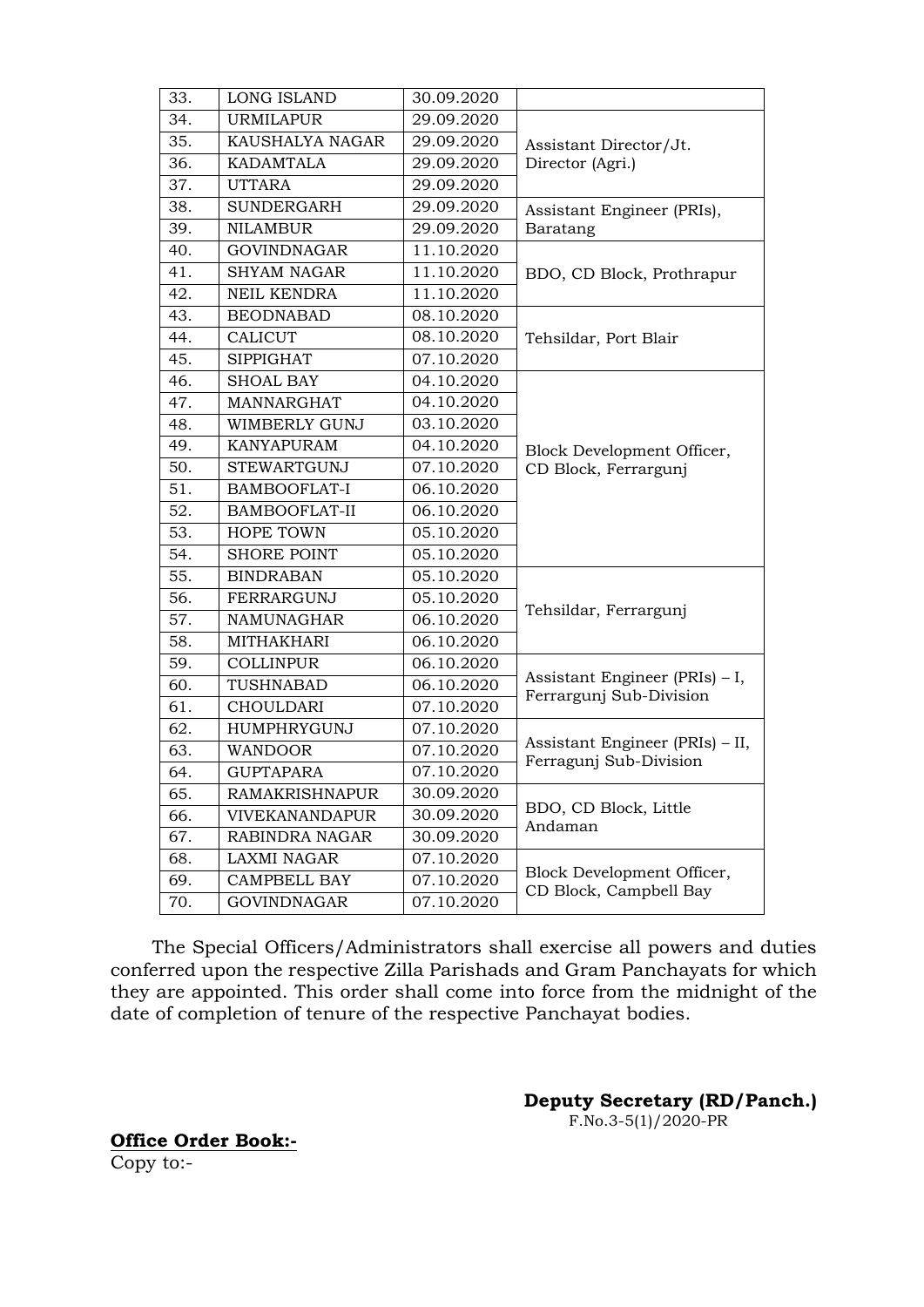| 33. | LONG ISLAND | 30.09.2020 | |
|---|---|---|---|
| 34. | URMILAPUR | 29.09.2020 | Assistant Director/Jt. Director (Agri.) |
| 35. | KAUSHALYA NAGAR | 29.09.2020 | |
| 36. | KADAMTALA | 29.09.2020 | |
| 37. | UTTARA | 29.09.2020 | |
| 38. | SUNDERGARH | 29.09.2020 | Assistant Engineer (PRIs), Baratang |
| 39. | NILAMBUR | 29.09.2020 | |
| 40. | GOVINDNAGAR | 11.10.2020 | BDO, CD Block, Prothrapur |
| 41. | SHYAM NAGAR | 11.10.2020 | |
| 42. | NEIL KENDRA | 11.10.2020 | |
| 43. | BEODNABAD | 08.10.2020 | Tehsildar, Port Blair |
| 44. | CALICUT | 08.10.2020 | |
| 45. | SIPPIGHAT | 07.10.2020 | |
| 46. | SHOAL BAY | 04.10.2020 | Block Development Officer, CD Block, Ferrargunj |
| 47. | MANNARGHAT | 04.10.2020 | |
| 48. | WIMBERLY GUNJ | 03.10.2020 | |
| 49. | KANYAPURAM | 04.10.2020 | |
| 50. | STEWARTGUNJ | 07.10.2020 | |
| 51. | BAMBOOFLAT-I | 06.10.2020 | |
| 52. | BAMBOOFLAT-II | 06.10.2020 | |
| 53. | HOPE TOWN | 05.10.2020 | |
| 54. | SHORE POINT | 05.10.2020 | |
| 55. | BINDRABAN | 05.10.2020 | Tehsildar, Ferrargunj |
| 56. | FERRARGUNJ | 05.10.2020 | |
| 57. | NAMUNAGHAR | 06.10.2020 | |
| 58. | MITHAKHARI | 06.10.2020 | |
| 59. | COLLINPUR | 06.10.2020 | Assistant Engineer (PRIs) – I, Ferrargunj Sub-Division |
| 60. | TUSHNABAD | 06.10.2020 | |
| 61. | CHOULDARI | 07.10.2020 | |
| 62. | HUMPHRYGUNJ | 07.10.2020 | Assistant Engineer (PRIs) – II, Ferragunj Sub-Division |
| 63. | WANDOOR | 07.10.2020 | |
| 64. | GUPTAPARA | 07.10.2020 | |
| 65. | RAMAKRISHNAPUR | 30.09.2020 | BDO, CD Block, Little Andaman |
| 66. | VIVEKANANDAPUR | 30.09.2020 | |
| 67. | RABINDRA NAGAR | 30.09.2020 | |
| 68. | LAXMI NAGAR | 07.10.2020 | Block Development Officer, CD Block, Campbell Bay |
| 69. | CAMPBELL BAY | 07.10.2020 | |
| 70. | GOVINDNAGAR | 07.10.2020 | |

The Special Officers/Administrators shall exercise all powers and duties conferred upon the respective Zilla Parishads and Gram Panchayats for which they are appointed. This order shall come into force from the midnight of the date of completion of tenure of the respective Panchayat bodies.

**Deputy Secretary (RD/Panch.)**
F.No.3-5(1)/2020-PR

**Office Order Book:-**

Copy to:-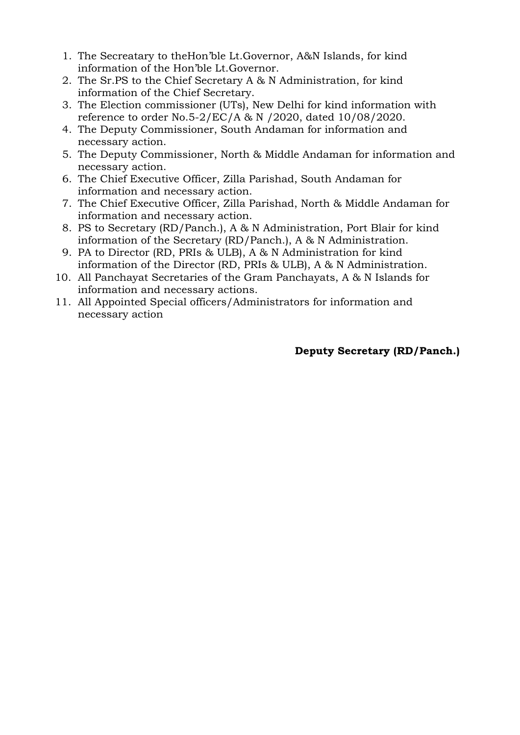1. The Secreatary to theHon'ble Lt.Governor, A&N Islands, for kind information of the Hon'ble Lt.Governor.
2. The Sr.PS to the Chief Secretary A & N Administration, for kind information of the Chief Secretary.
3. The Election commissioner (UTs), New Delhi for kind information with reference to order No.5-2/EC/A & N /2020, dated 10/08/2020.
4. The Deputy Commissioner, South Andaman for information and necessary action.
5. The Deputy Commissioner, North & Middle Andaman for information and necessary action.
6. The Chief Executive Officer, Zilla Parishad, South Andaman for information and necessary action.
7. The Chief Executive Officer, Zilla Parishad, North & Middle Andaman for information and necessary action.
8. PS to Secretary (RD/Panch.), A & N Administration, Port Blair for kind information of the Secretary (RD/Panch.), A & N Administration.
9. PA to Director (RD, PRIs & ULB), A & N Administration for kind information of the Director (RD, PRIs & ULB), A & N Administration.
10. All Panchayat Secretaries of the Gram Panchayats, A & N Islands for information and necessary actions.
11. All Appointed Special officers/Administrators for information and necessary action

**Deputy Secretary (RD/Panch.)**